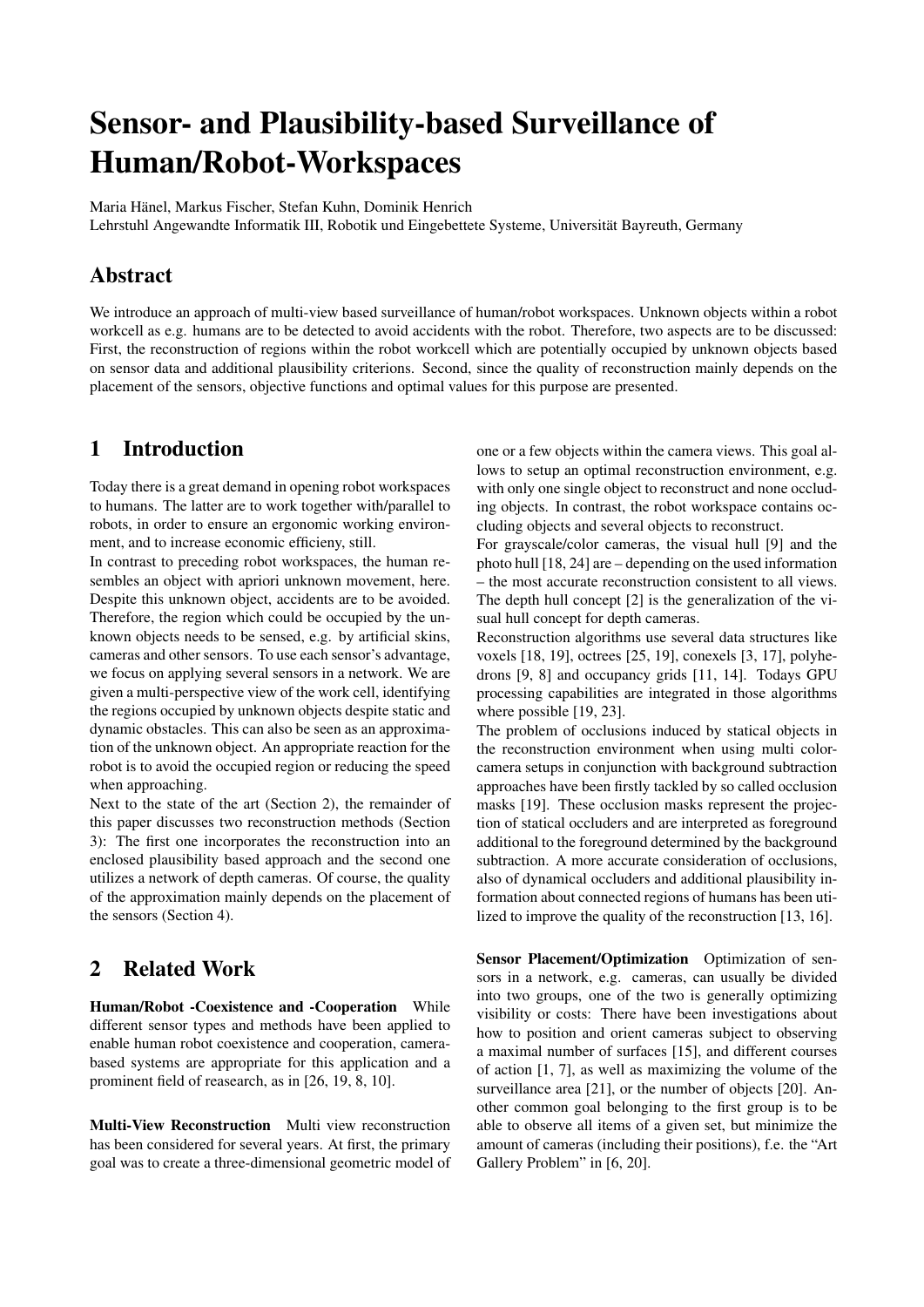# Sensor- and Plausibility-based Surveillance of Human/Robot-Workspaces

Maria Hänel, Markus Fischer, Stefan Kuhn, Dominik Henrich
Lehrstuhl Angewandte Informatik III, Robotik und Eingebettete Systeme, Universität Bayreuth, Germany

## Abstract

We introduce an approach of multi-view based surveillance of human/robot workspaces. Unknown objects within a robot workcell as e.g. humans are to be detected to avoid accidents with the robot. Therefore, two aspects are to be discussed: First, the reconstruction of regions within the robot workcell which are potentially occupied by unknown objects based on sensor data and additional plausibility criterions. Second, since the quality of reconstruction mainly depends on the placement of the sensors, objective functions and optimal values for this purpose are presented.

## 1 Introduction

Today there is a great demand in opening robot workspaces to humans. The latter are to work together with/parallel to robots, in order to ensure an ergonomic working environment, and to increase economic efficieny, still.

In contrast to preceding robot workspaces, the human resembles an object with apriori unknown movement, here. Despite this unknown object, accidents are to be avoided. Therefore, the region which could be occupied by the unknown objects needs to be sensed, e.g. by artificial skins, cameras and other sensors. To use each sensor's advantage, we focus on applying several sensors in a network. We are given a multi-perspective view of the work cell, identifying the regions occupied by unknown objects despite static and dynamic obstacles. This can also be seen as an approximation of the unknown object. An appropriate reaction for the robot is to avoid the occupied region or reducing the speed when approaching.

Next to the state of the art (Section 2), the remainder of this paper discusses two reconstruction methods (Section 3): The first one incorporates the reconstruction into an enclosed plausibility based approach and the second one utilizes a network of depth cameras. Of course, the quality of the approximation mainly depends on the placement of the sensors (Section 4).

## 2 Related Work

**Human/Robot -Coexistence and -Cooperation** While different sensor types and methods have been applied to enable human robot coexistence and cooperation, camera-based systems are appropriate for this application and a prominent field of reasearch, as in [26, 19, 8, 10].

**Multi-View Reconstruction** Multi view reconstruction has been considered for several years. At first, the primary goal was to create a three-dimensional geometric model of one or a few objects within the camera views. This goal allows to setup an optimal reconstruction environment, e.g. with only one single object to reconstruct and none occluding objects. In contrast, the robot workspace contains occluding objects and several objects to reconstruct.

For grayscale/color cameras, the visual hull [9] and the photo hull [18, 24] are – depending on the used information – the most accurate reconstruction consistent to all views. The depth hull concept [2] is the generalization of the visual hull concept for depth cameras.

Reconstruction algorithms use several data structures like voxels [18, 19], octrees [25, 19], conexels [3, 17], polyhedrons [9, 8] and occupancy grids [11, 14]. Todays GPU processing capabilities are integrated in those algorithms where possible [19, 23].

The problem of occlusions induced by statical objects in the reconstruction environment when using multi color-camera setups in conjunction with background subtraction approaches have been firstly tackled by so called occlusion masks [19]. These occlusion masks represent the projection of statical occluders and are interpreted as foreground additional to the foreground determined by the background subtraction. A more accurate consideration of occlusions, also of dynamical occluders and additional plausibility information about connected regions of humans has been utilized to improve the quality of the reconstruction [13, 16].

**Sensor Placement/Optimization** Optimization of sensors in a network, e.g. cameras, can usually be divided into two groups, one of the two is generally optimizing visibility or costs: There have been investigations about how to position and orient cameras subject to observing a maximal number of surfaces [15], and different courses of action [1, 7], as well as maximizing the volume of the surveillance area [21], or the number of objects [20]. Another common goal belonging to the first group is to be able to observe all items of a given set, but minimize the amount of cameras (including their positions), f.e. the "Art Gallery Problem" in [6, 20].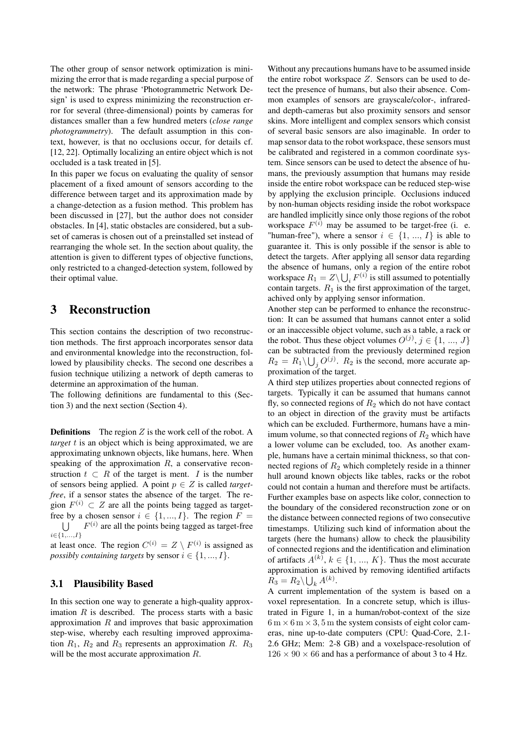The other group of sensor network optimization is minimizing the error that is made regarding a special purpose of the network: The phrase 'Photogrammetric Network Design' is used to express minimizing the reconstruction error for several (three-dimensional) points by cameras for distances smaller than a few hundred meters (*close range photogrammetry*). The default assumption in this context, however, is that no occlusions occur, for details cf. [12, 22]. Optimally localizing an entire object which is not occluded is a task treated in [5].

In this paper we focus on evaluating the quality of sensor placement of a fixed amount of sensors according to the difference between target and its approximation made by a change-detection as a fusion method. This problem has been discussed in [27], but the author does not consider obstacles. In [4], static obstacles are considered, but a subset of cameras is chosen out of a preinstalled set instead of rearranging the whole set. In the section about quality, the attention is given to different types of objective functions, only restricted to a changed-detection system, followed by their optimal value.

# 3 Reconstruction

This section contains the description of two reconstruction methods. The first approach incorporates sensor data and environmental knowledge into the reconstruction, followed by plausibility checks. The second one describes a fusion technique utilizing a network of depth cameras to determine an approximation of the human.

The following definitions are fundamental to this (Section 3) and the next section (Section 4).

**Definitions** The region $Z$ is the work cell of the robot. A *target* $t$ is an object which is being approximated, we are approximating unknown objects, like humans, here. When speaking of the approximation $R$, a conservative reconstruction $t \subset R$ of the target is ment. $I$ is the number of sensors being applied. A point $p \in Z$ is called *target-free*, if a sensor states the absence of the target. The region $F^{(i)} \subset Z$ are all the points being tagged as target-free by a chosen sensor $i \in \{1, ..., I\}$. The region $F = \bigcup_{i \in \{1,...,I\}} F^{(i)}$ are all the points being tagged as target-free at least once. The region $C^{(i)} = Z \setminus F^{(i)}$ is assigned as *possibly containing targets* by sensor $i \in \{1, ..., I\}$.

## 3.1 Plausibility Based

In this section one way to generate a high-quality approximation $R$ is described. The process starts with a basic approximation $R$ and improves that basic approximation step-wise, whereby each resulting improved approximation $R_1$, $R_2$ and $R_3$ represents an approximation $R$. $R_3$ will be the most accurate approximation $R$.

Without any precautions humans have to be assumed inside the entire robot workspace $Z$. Sensors can be used to detect the presence of humans, but also their absence. Common examples of sensors are grayscale/color-, infrared- and depth-cameras but also proximity sensors and sensor skins. More intelligent and complex sensors which consist of several basic sensors are also imaginable. In order to map sensor data to the robot workspace, these sensors must be calibrated and registered in a common coordinate system. Since sensors can be used to detect the absence of humans, the previously assumption that humans may reside inside the entire robot workspace can be reduced step-wise by applying the exclusion principle. Occlusions induced by non-human objects residing inside the robot workspace are handled implicitly since only those regions of the robot workspace $F^{(i)}$ may be assumed to be target-free (i. e. "human-free"), where a sensor $i \in \{1, ..., I\}$ is able to guarantee it. This is only possible if the sensor is able to detect the targets. After applying all sensor data regarding the absence of humans, only a region of the entire robot workspace $R_1 = Z \setminus \bigcup_i F^{(i)}$ is still assumed to potentially contain targets. $R_1$ is the first approximation of the target, achived only by applying sensor information.

Another step can be performed to enhance the reconstruction: It can be assumed that humans cannot enter a solid or an inaccessible object volume, such as a table, a rack or the robot. Thus these object volumes $O^{(j)}, j \in \{1, ..., J\}$ can be subtracted from the previously determined region $R_2 = R_1 \setminus \bigcup_j O^{(j)}$. $R_2$ is the second, more accurate approximation of the target.

A third step utilizes properties about connected regions of targets. Typically it can be assumed that humans cannot fly, so connected regions of $R_2$ which do not have contact to an object in direction of the gravity must be artifacts which can be excluded. Furthermore, humans have a minimum volume, so that connected regions of $R_2$ which have a lower volume can be excluded, too. As another example, humans have a certain minimal thickness, so that connected regions of $R_2$ which completely reside in a thinner hull around known objects like tables, racks or the robot could not contain a human and therefore must be artifacts. Further examples base on aspects like color, connection to the boundary of the considered reconstruction zone or on the distance between connected regions of two consecutive timestamps. Utilizing such kind of information about the targets (here the humans) allow to check the plausibility of connected regions and the identification and elimination of artifacts $A^{(k)}, k \in \{1, ..., K\}$. Thus the most accurate approximation is achived by removing identified artifacts $R_3 = R_2 \setminus \bigcup_k A^{(k)}$.

A current implementation of the system is based on a voxel representation. In a concrete setup, which is illustrated in Figure 1, in a human/robot-context of the size $6\,\mathrm{m} \times 6\,\mathrm{m} \times 3,5\,\mathrm{m}$ the system consists of eight color cameras, nine up-to-date computers (CPU: Quad-Core, 2.1-2.6 GHz; Mem: 2-8 GB) and a voxelspace-resolution of $126 \times 90 \times 66$ and has a performance of about 3 to 4 Hz.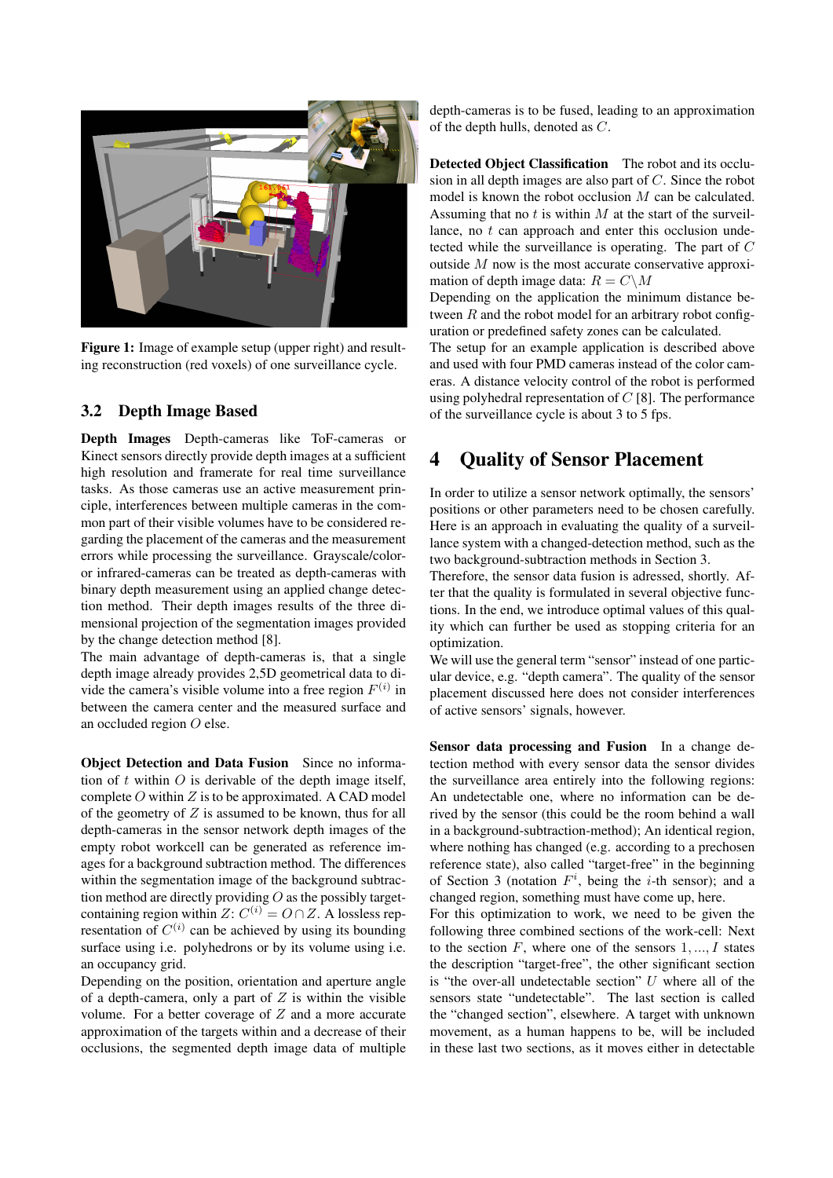Figure 1: Image of example setup (upper right) and resulting reconstruction (red voxels) of one surveillance cycle.

### 3.2 Depth Image Based

**Depth Images** Depth-cameras like ToF-cameras or Kinect sensors directly provide depth images at a sufficient high resolution and framerate for real time surveillance tasks. As those cameras use an active measurement principle, interferences between multiple cameras in the common part of their visible volumes have to be considered regarding the placement of the cameras and the measurement errors while processing the surveillance. Grayscale/color- or infrared-cameras can be treated as depth-cameras with binary depth measurement using an applied change detection method. Their depth images results of the three dimensional projection of the segmentation images provided by the change detection method [8].

The main advantage of depth-cameras is, that a single depth image already provides 2,5D geometrical data to divide the camera's visible volume into a free region $F^{(i)}$ in between the camera center and the measured surface and an occluded region $O$ else.

**Object Detection and Data Fusion** Since no information of $t$ within $O$ is derivable of the depth image itself, complete $O$ within $Z$ is to be approximated. A CAD model of the geometry of $Z$ is assumed to be known, thus for all depth-cameras in the sensor network depth images of the empty robot workcell can be generated as reference images for a background subtraction method. The differences within the segmentation image of the background subtraction method are directly providing $O$ as the possibly target-containing region within $Z$: $C^{(i)} = O \cap Z$. A lossless representation of $C^{(i)}$ can be achieved by using its bounding surface using i.e. polyhedrons or by its volume using i.e. an occupancy grid.

Depending on the position, orientation and aperture angle of a depth-camera, only a part of $Z$ is within the visible volume. For a better coverage of $Z$ and a more accurate approximation of the targets within and a decrease of their occlusions, the segmented depth image data of multiple depth-cameras is to be fused, leading to an approximation of the depth hulls, denoted as $C$.

**Detected Object Classification** The robot and its occlusion in all depth images are also part of $C$. Since the robot model is known the robot occlusion $M$ can be calculated. Assuming that no $t$ is within $M$ at the start of the surveillance, no $t$ can approach and enter this occlusion undetected while the surveillance is operating. The part of $C$ outside $M$ now is the most accurate conservative approximation of depth image data: $R = C \backslash M$

Depending on the application the minimum distance between $R$ and the robot model for an arbitrary robot configuration or predefined safety zones can be calculated.

The setup for an example application is described above and used with four PMD cameras instead of the color cameras. A distance velocity control of the robot is performed using polyhedral representation of $C$ [8]. The performance of the surveillance cycle is about 3 to 5 fps.

## 4 Quality of Sensor Placement

In order to utilize a sensor network optimally, the sensors' positions or other parameters need to be chosen carefully. Here is an approach in evaluating the quality of a surveillance system with a changed-detection method, such as the two background-subtraction methods in Section 3.

Therefore, the sensor data fusion is adressed, shortly. After that the quality is formulated in several objective functions. In the end, we introduce optimal values of this quality which can further be used as stopping criteria for an optimization.

We will use the general term "sensor" instead of one particular device, e.g. "depth camera". The quality of the sensor placement discussed here does not consider interferences of active sensors' signals, however.

**Sensor data processing and Fusion** In a change detection method with every sensor data the sensor divides the surveillance area entirely into the following regions: An undetectable one, where no information can be derived by the sensor (this could be the room behind a wall in a background-subtraction-method); An identical region, where nothing has changed (e.g. according to a prechosen reference state), also called "target-free" in the beginning of Section 3 (notation $F^i$, being the $i$-th sensor); and a changed region, something must have come up, here.

For this optimization to work, we need to be given the following three combined sections of the work-cell: Next to the section $F$, where one of the sensors $1, ..., I$ states the description "target-free", the other significant section is "the over-all undetectable section" $U$ where all of the sensors state "undetectable". The last section is called the "changed section", elsewhere. A target with unknown movement, as a human happens to be, will be included in these last two sections, as it moves either in detectable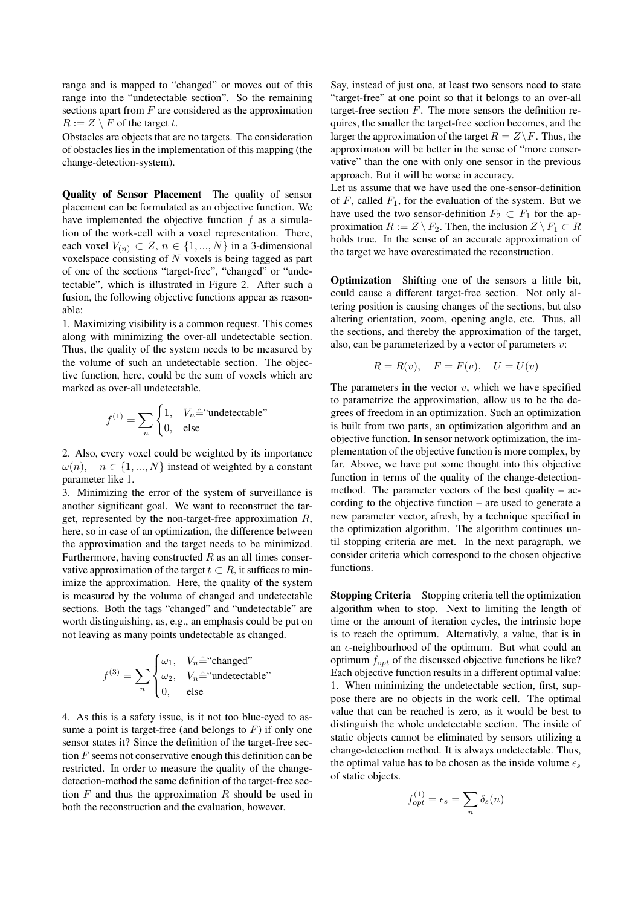range and is mapped to "changed" or moves out of this range into the "undetectable section". So the remaining sections apart from $F$ are considered as the approximation $R := Z \setminus F$ of the target $t$.

Obstacles are objects that are no targets. The consideration of obstacles lies in the implementation of this mapping (the change-detection-system).

**Quality of Sensor Placement** The quality of sensor placement can be formulated as an objective function. We have implemented the objective function $f$ as a simulation of the work-cell with a voxel representation. There, each voxel $V_{(n)} \subset Z$, $n \in \{1, ..., N\}$ in a 3-dimensional voxelspace consisting of $N$ voxels is being tagged as part of one of the sections "target-free", "changed" or "undetectable", which is illustrated in Figure 2. After such a fusion, the following objective functions appear as reasonable:

1. Maximizing visibility is a common request. This comes along with minimizing the over-all undetectable section. Thus, the quality of the system needs to be measured by the volume of such an undetectable section. The objective function, here, could be the sum of voxels which are marked as over-all undetectable.

$$f^{(1)} = \sum_n \begin{cases} 1, & V_n \hat{=} \text{"undetectable"} \\ 0, & \text{else} \end{cases}$$

2. Also, every voxel could be weighted by its importance $\omega(n), \quad n \in \{1, ..., N\}$ instead of weighted by a constant parameter like 1.

3. Minimizing the error of the system of surveillance is another significant goal. We want to reconstruct the target, represented by the non-target-free approximation $R$, here, so in case of an optimization, the difference between the approximation and the target needs to be minimized. Furthermore, having constructed $R$ as an all times conservative approximation of the target $t \subset R$, it suffices to minimize the approximation. Here, the quality of the system is measured by the volume of changed and undetectable sections. Both the tags "changed" and "undetectable" are worth distinguishing, as, e.g., an emphasis could be put on not leaving as many points undetectable as changed.

$$f^{(3)} = \sum_n \begin{cases} \omega_1, & V_n \hat{=} \text{"changed"} \\ \omega_2, & V_n \hat{=} \text{"undetectable"} \\ 0, & \text{else} \end{cases}$$

4. As this is a safety issue, is it not too blue-eyed to assume a point is target-free (and belongs to $F$) if only one sensor states it? Since the definition of the target-free section $F$ seems not conservative enough this definition can be restricted. In order to measure the quality of the change-detection-method the same definition of the target-free section $F$ and thus the approximation $R$ should be used in both the reconstruction and the evaluation, however.

Say, instead of just one, at least two sensors need to state "target-free" at one point so that it belongs to an over-all target-free section $F$. The more sensors the definition requires, the smaller the target-free section becomes, and the larger the approximation of the target $R = Z \setminus F$. Thus, the approximaton will be better in the sense of "more conservative" than the one with only one sensor in the previous approach. But it will be worse in accuracy.

Let us assume that we have used the one-sensor-definition of $F$, called $F_1$, for the evaluation of the system. But we have used the two sensor-definition $F_2 \subset F_1$ for the approximation $R := Z \setminus F_2$. Then, the inclusion $Z \setminus F_1 \subset R$ holds true. In the sense of an accurate approximation of the target we have overestimated the reconstruction.

**Optimization** Shifting one of the sensors a little bit, could cause a different target-free section. Not only altering position is causing changes of the sections, but also altering orientation, zoom, opening angle, etc. Thus, all the sections, and thereby the approximation of the target, also, can be parameterized by a vector of parameters $v$:

$$R = R(v), \quad F = F(v), \quad U = U(v)$$

The parameters in the vector $v$, which we have specified to parametrize the approximation, allow us to be the degrees of freedom in an optimization. Such an optimization is built from two parts, an optimization algorithm and an objective function. In sensor network optimization, the implementation of the objective function is more complex, by far. Above, we have put some thought into this objective function in terms of the quality of the change-detection-method. The parameter vectors of the best quality – according to the objective function – are used to generate a new parameter vector, afresh, by a technique specified in the optimization algorithm. The algorithm continues until stopping criteria are met. In the next paragraph, we consider criteria which correspond to the chosen objective functions.

**Stopping Criteria** Stopping criteria tell the optimization algorithm when to stop. Next to limiting the length of time or the amount of iteration cycles, the intrinsic hope is to reach the optimum. Alternativly, a value, that is in an $\epsilon$-neighbourhood of the optimum. But what could an optimum $f_{opt}$ of the discussed objective functions be like? Each objective function results in a different optimal value:

1. When minimizing the undetectable section, first, suppose there are no objects in the work cell. The optimal value that can be reached is zero, as it would be best to distinguish the whole undetectable section. The inside of static objects cannot be eliminated by sensors utilizing a change-detection method. It is always undetectable. Thus, the optimal value has to be chosen as the inside volume $\epsilon_s$ of static objects.

$$f^{(1)}_{opt} = \epsilon_s = \sum_n \delta_s(n)$$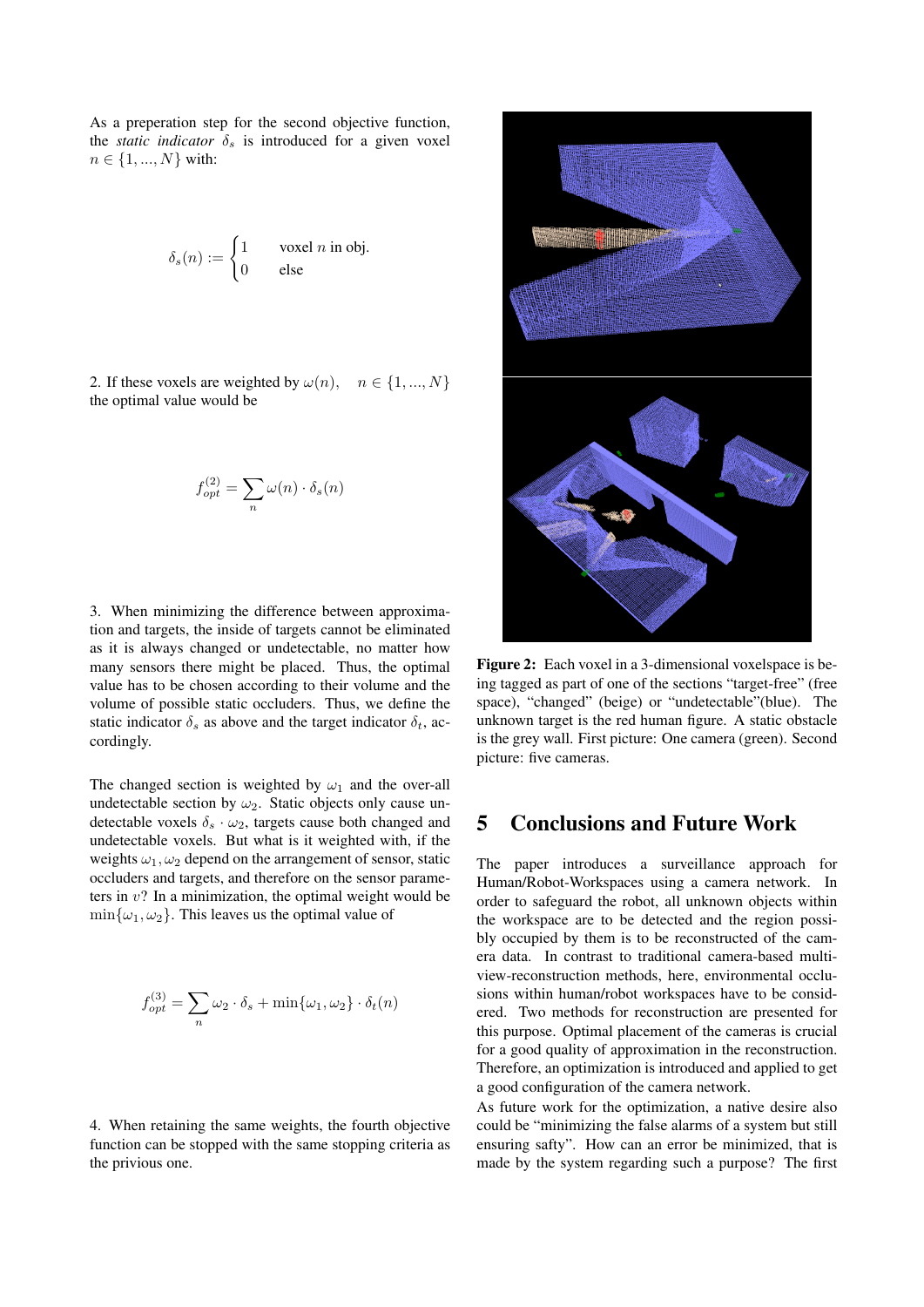As a preperation step for the second objective function, the *static indicator* $\delta_s$ is introduced for a given voxel $n \in \{1, ..., N\}$ with:

$$\delta_s(n) := \begin{cases} 1 & \text{voxel } n \text{ in obj.} \\ 0 & \text{else} \end{cases}$$

2. If these voxels are weighted by $\omega(n), \quad n \in \{1, ..., N\}$ the optimal value would be

$$f_{opt}^{(2)} = \sum_n \omega(n) \cdot \delta_s(n)$$

3. When minimizing the difference between approximation and targets, the inside of targets cannot be eliminated as it is always changed or undetectable, no matter how many sensors there might be placed. Thus, the optimal value has to be chosen according to their volume and the volume of possible static occluders. Thus, we define the static indicator $\delta_s$ as above and the target indicator $\delta_t$, accordingly.

The changed section is weighted by $\omega_1$ and the over-all undetectable section by $\omega_2$. Static objects only cause undetectable voxels $\delta_s \cdot \omega_2$, targets cause both changed and undetectable voxels. But what is it weighted with, if the weights $\omega_1, \omega_2$ depend on the arrangement of sensor, static occluders and targets, and therefore on the sensor parameters in $v$? In a minimization, the optimal weight would be $\min\{\omega_1, \omega_2\}$. This leaves us the optimal value of

$$f_{opt}^{(3)} = \sum_n \omega_2 \cdot \delta_s + \min\{\omega_1, \omega_2\} \cdot \delta_t(n)$$

4. When retaining the same weights, the fourth objective function can be stopped with the same stopping criteria as the privious one.

**Figure 2:** Each voxel in a 3-dimensional voxelspace is being tagged as part of one of the sections "target-free" (free space), "changed" (beige) or "undetectable"(blue). The unknown target is the red human figure. A static obstacle is the grey wall. First picture: One camera (green). Second picture: five cameras.

## 5 Conclusions and Future Work

The paper introduces a surveillance approach for Human/Robot-Workspaces using a camera network. In order to safeguard the robot, all unknown objects within the workspace are to be detected and the region possibly occupied by them is to be reconstructed of the camera data. In contrast to traditional camera-based multi-view-reconstruction methods, here, environmental occlusions within human/robot workspaces have to be considered. Two methods for reconstruction are presented for this purpose. Optimal placement of the cameras is crucial for a good quality of approximation in the reconstruction. Therefore, an optimization is introduced and applied to get a good configuration of the camera network.

As future work for the optimization, a native desire also could be "minimizing the false alarms of a system but still ensuring safty". How can an error be minimized, that is made by the system regarding such a purpose? The first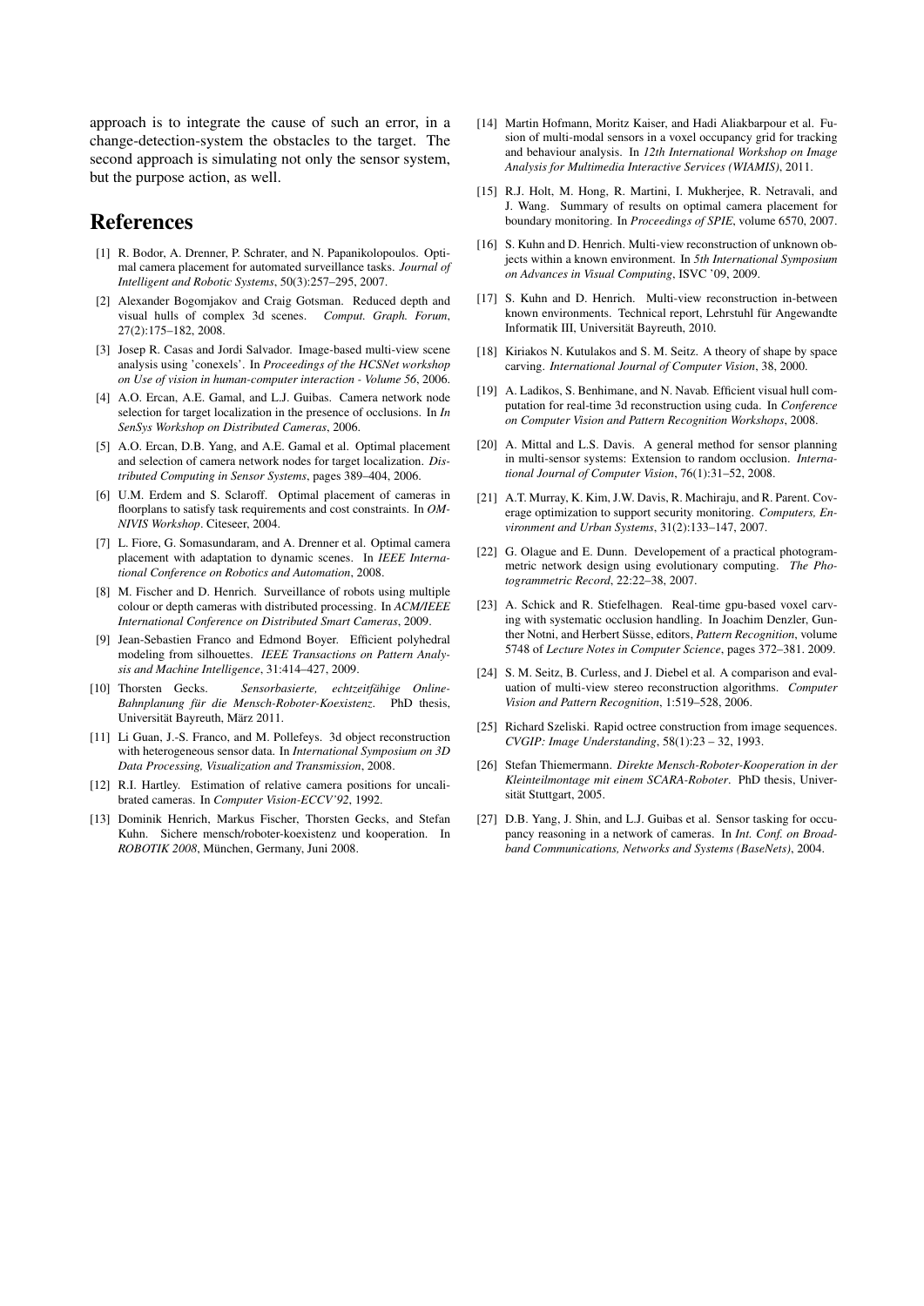approach is to integrate the cause of such an error, in a change-detection-system the obstacles to the target. The second approach is simulating not only the sensor system, but the purpose action, as well.

# References

[1] R. Bodor, A. Drenner, P. Schrater, and N. Papanikolopoulos. Optimal camera placement for automated surveillance tasks. *Journal of Intelligent and Robotic Systems*, 50(3):257–295, 2007.

[2] Alexander Bogomjakov and Craig Gotsman. Reduced depth and visual hulls of complex 3d scenes. *Comput. Graph. Forum*, 27(2):175–182, 2008.

[3] Josep R. Casas and Jordi Salvador. Image-based multi-view scene analysis using 'conexels'. In *Proceedings of the HCSNet workshop on Use of vision in human-computer interaction - Volume 56*, 2006.

[4] A.O. Ercan, A.E. Gamal, and L.J. Guibas. Camera network node selection for target localization in the presence of occlusions. In *In SenSys Workshop on Distributed Cameras*, 2006.

[5] A.O. Ercan, D.B. Yang, and A.E. Gamal et al. Optimal placement and selection of camera network nodes for target localization. *Distributed Computing in Sensor Systems*, pages 389–404, 2006.

[6] U.M. Erdem and S. Sclaroff. Optimal placement of cameras in floorplans to satisfy task requirements and cost constraints. In *OMNIVIS Workshop*. Citeseer, 2004.

[7] L. Fiore, G. Somasundaram, and A. Drenner et al. Optimal camera placement with adaptation to dynamic scenes. In *IEEE International Conference on Robotics and Automation*, 2008.

[8] M. Fischer and D. Henrich. Surveillance of robots using multiple colour or depth cameras with distributed processing. In *ACM/IEEE International Conference on Distributed Smart Cameras*, 2009.

[9] Jean-Sebastien Franco and Edmond Boyer. Efficient polyhedral modeling from silhouettes. *IEEE Transactions on Pattern Analysis and Machine Intelligence*, 31:414–427, 2009.

[10] Thorsten Gecks. *Sensorbasierte, echtzeitfähige Online-Bahnplanung für die Mensch-Roboter-Koexistenz*. PhD thesis, Universität Bayreuth, März 2011.

[11] Li Guan, J.-S. Franco, and M. Pollefeys. 3d object reconstruction with heterogeneous sensor data. In *International Symposium on 3D Data Processing, Visualization and Transmission*, 2008.

[12] R.I. Hartley. Estimation of relative camera positions for uncalibrated cameras. In *Computer Vision-ECCV'92*, 1992.

[13] Dominik Henrich, Markus Fischer, Thorsten Gecks, and Stefan Kuhn. Sichere mensch/roboter-koexistenz und kooperation. In *ROBOTIK 2008*, München, Germany, Juni 2008.

[14] Martin Hofmann, Moritz Kaiser, and Hadi Aliakbarpour et al. Fusion of multi-modal sensors in a voxel occupancy grid for tracking and behaviour analysis. In *12th International Workshop on Image Analysis for Multimedia Interactive Services (WIAMIS)*, 2011.

[15] R.J. Holt, M. Hong, R. Martini, I. Mukherjee, R. Netravali, and J. Wang. Summary of results on optimal camera placement for boundary monitoring. In *Proceedings of SPIE*, volume 6570, 2007.

[16] S. Kuhn and D. Henrich. Multi-view reconstruction of unknown objects within a known environment. In *5th International Symposium on Advances in Visual Computing*, ISVC '09, 2009.

[17] S. Kuhn and D. Henrich. Multi-view reconstruction in-between known environments. Technical report, Lehrstuhl für Angewandte Informatik III, Universität Bayreuth, 2010.

[18] Kiriakos N. Kutulakos and S. M. Seitz. A theory of shape by space carving. *International Journal of Computer Vision*, 38, 2000.

[19] A. Ladikos, S. Benhimane, and N. Navab. Efficient visual hull computation for real-time 3d reconstruction using cuda. In *Conference on Computer Vision and Pattern Recognition Workshops*, 2008.

[20] A. Mittal and L.S. Davis. A general method for sensor planning in multi-sensor systems: Extension to random occlusion. *International Journal of Computer Vision*, 76(1):31–52, 2008.

[21] A.T. Murray, K. Kim, J.W. Davis, R. Machiraju, and R. Parent. Coverage optimization to support security monitoring. *Computers, Environment and Urban Systems*, 31(2):133–147, 2007.

[22] G. Olague and E. Dunn. Developement of a practical photogrammetric network design using evolutionary computing. *The Photogrammetric Record*, 22:22–38, 2007.

[23] A. Schick and R. Stiefelhagen. Real-time gpu-based voxel carving with systematic occlusion handling. In Joachim Denzler, Gunther Notni, and Herbert Süsse, editors, *Pattern Recognition*, volume 5748 of *Lecture Notes in Computer Science*, pages 372–381. 2009.

[24] S. M. Seitz, B. Curless, and J. Diebel et al. A comparison and evaluation of multi-view stereo reconstruction algorithms. *Computer Vision and Pattern Recognition*, 1:519–528, 2006.

[25] Richard Szeliski. Rapid octree construction from image sequences. *CVGIP: Image Understanding*, 58(1):23 – 32, 1993.

[26] Stefan Thiemermann. *Direkte Mensch-Roboter-Kooperation in der Kleinteilmontage mit einem SCARA-Roboter*. PhD thesis, Universität Stuttgart, 2005.

[27] D.B. Yang, J. Shin, and L.J. Guibas et al. Sensor tasking for occupancy reasoning in a network of cameras. In *Int. Conf. on Broadband Communications, Networks and Systems (BaseNets)*, 2004.